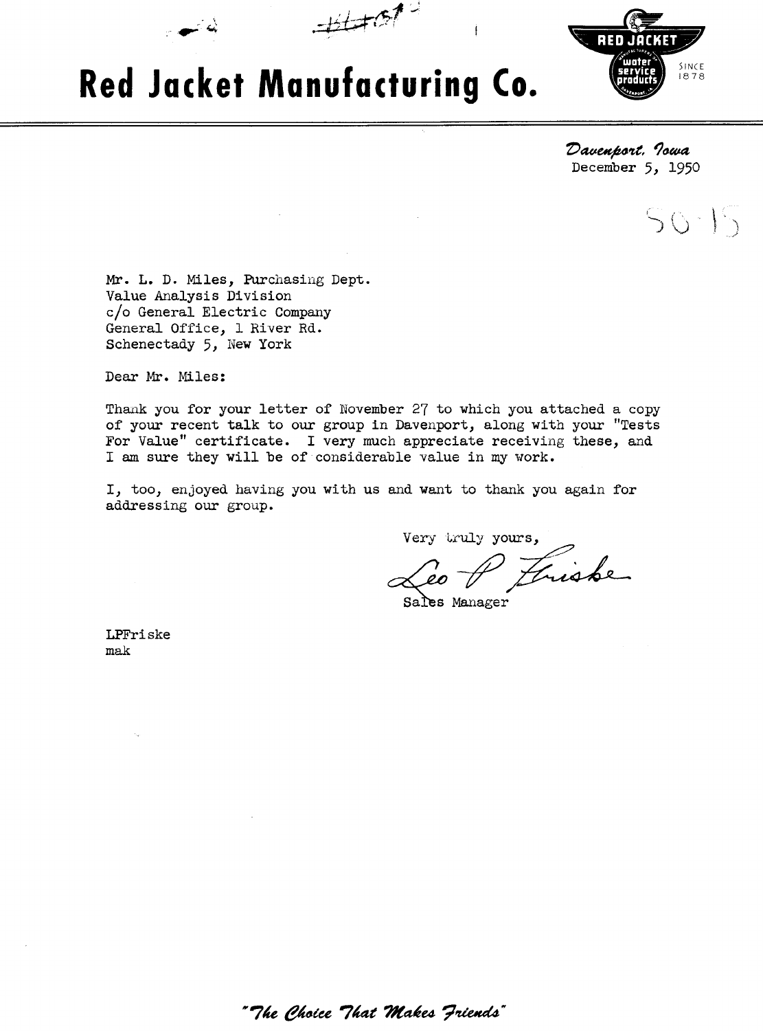# Red Jacket Manufacturing Co.

RED JACKET — water service products — SINCE 1878

*Davenport, Iowa*
December 5, 1950

50-15

Mr. L. D. Miles, Purchasing Dept.
Value Analysis Division
c/o General Electric Company
General Office, 1 River Rd.
Schenectady 5, New York

Dear Mr. Miles:

Thank you for your letter of November 27 to which you attached a copy of your recent talk to our group in Davenport, along with your "Tests For Value" certificate. I very much appreciate receiving these, and I am sure they will be of considerable value in my work.

I, too, enjoyed having you with us and want to thank you again for addressing our group.

Very truly yours,

Leo P. Friske
Sales Manager

LPFriske
mak

*"The Choice That Makes Friends"*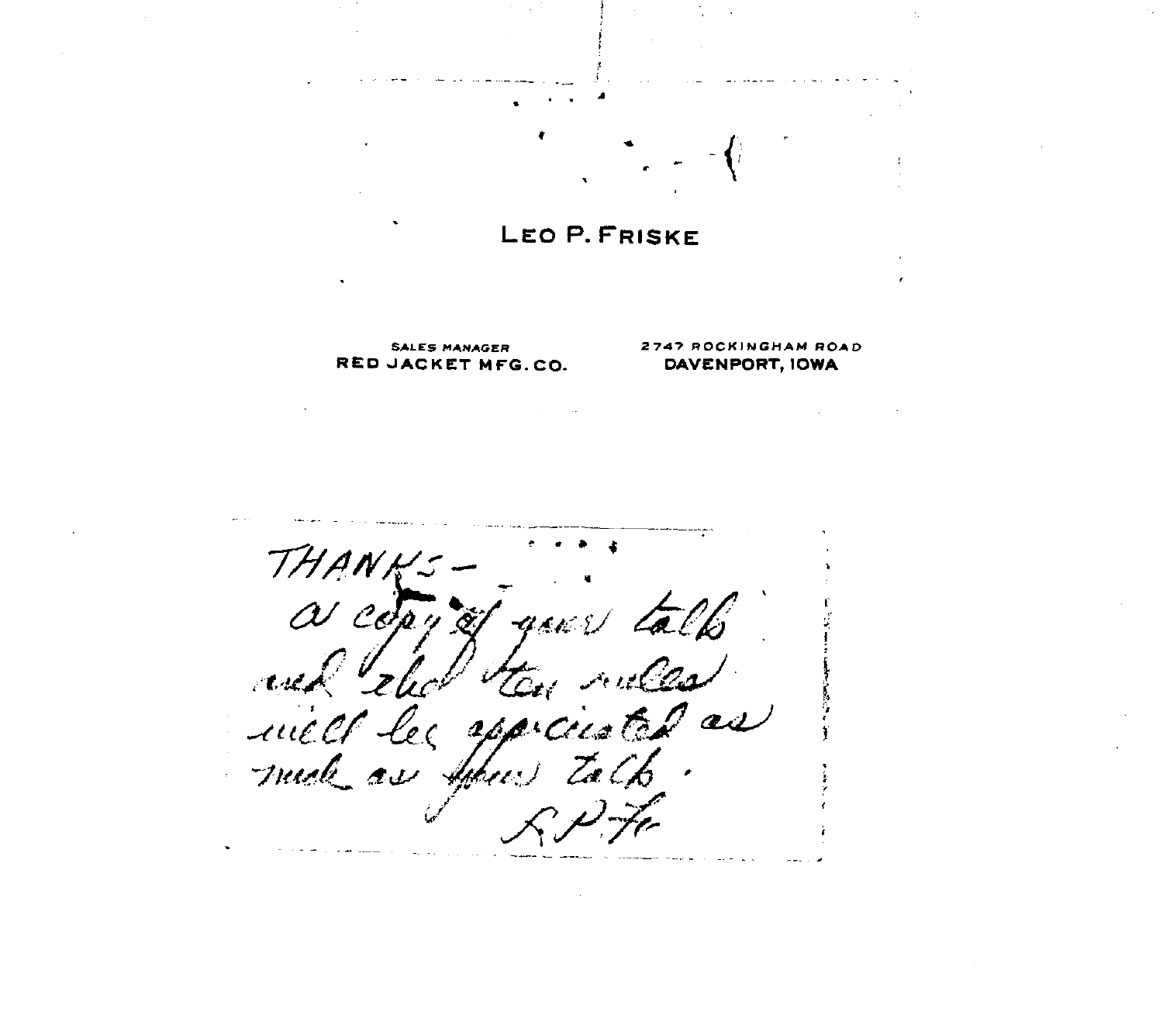# LEO P. FRISKE

SALES MANAGER
RED JACKET MFG. CO.

2747 ROCKINGHAM ROAD
DAVENPORT, IOWA

THANKS –
a copy of your talk
and the ten rules
will be appreciated as
much as your talk.

L.P.F.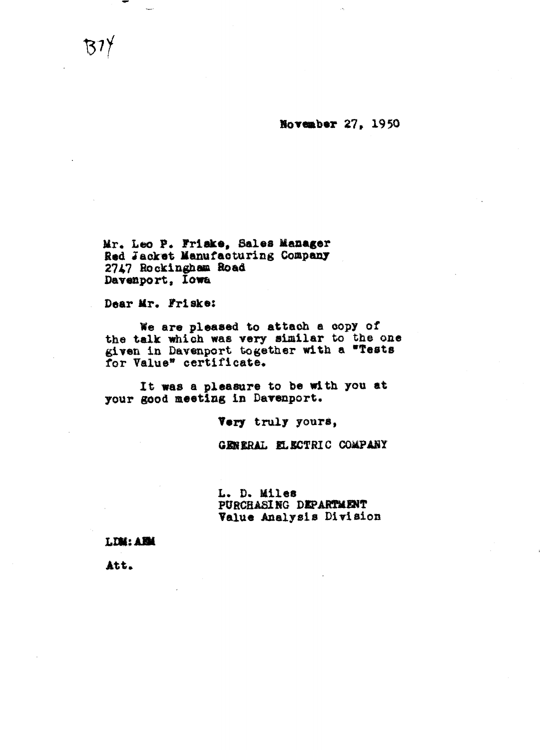B7Y

November 27, 1950

Mr. Leo P. Friske, Sales Manager
Red Jacket Manufacturing Company
2747 Rockingham Road
Davenport, Iowa

Dear Mr. Friske:

We are pleased to attach a copy of the talk which was very similar to the one given in Davenport together with a "Tests for Value" certificate.

It was a pleasure to be with you at your good meeting in Davenport.

Very truly yours,

GENERAL ELECTRIC COMPANY

L. D. Miles
PURCHASING DEPARTMENT
Value Analysis Division

LDM:ABM

Att.